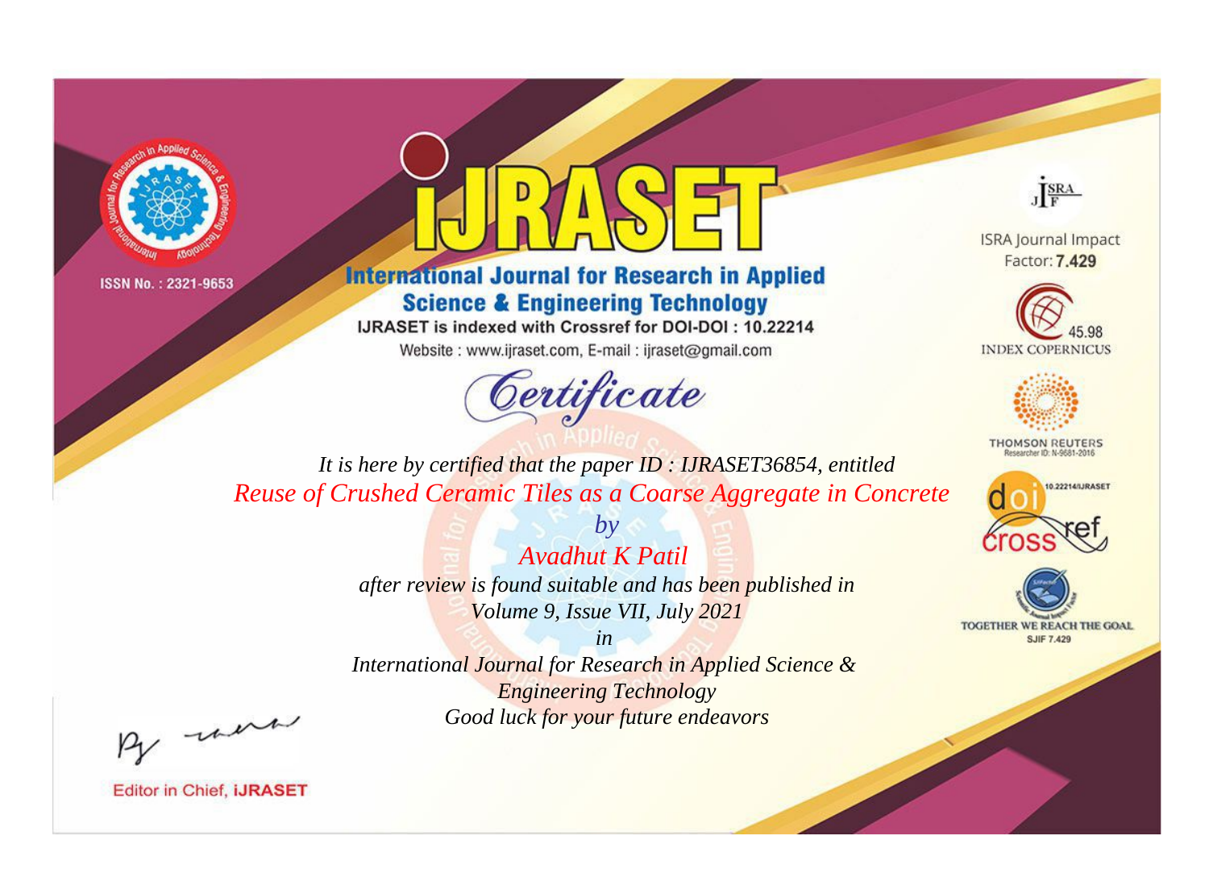ISSN No. : 2321-9653

# IJRASET

## International Journal for Research in Applied Science & Engineering Technology

IJRASET is indexed with Crossref for DOI-DOI : 10.22214

Website : www.ijraset.com, E-mail : ijraset@gmail.com

# Certificate

*It is here by certified that the paper ID : IJRASET36854, entitled*

*Reuse of Crushed Ceramic Tiles as a Coarse Aggregate in Concrete*

*by*

*Avadhut K Patil*

*after review is found suitable and has been published in*

*Volume 9, Issue VII, July 2021*

*in*

*International Journal for Research in Applied Science & Engineering Technology*

*Good luck for your future endeavors*

ISRA Journal Impact Factor: **7.429**

45.98 INDEX COPERNICUS

THOMSON REUTERS Researcher ID: N-9681-2016

10.22214/IJRASET

TOGETHER WE REACH THE GOAL SJIF 7.429

Editor in Chief, **iJRASET**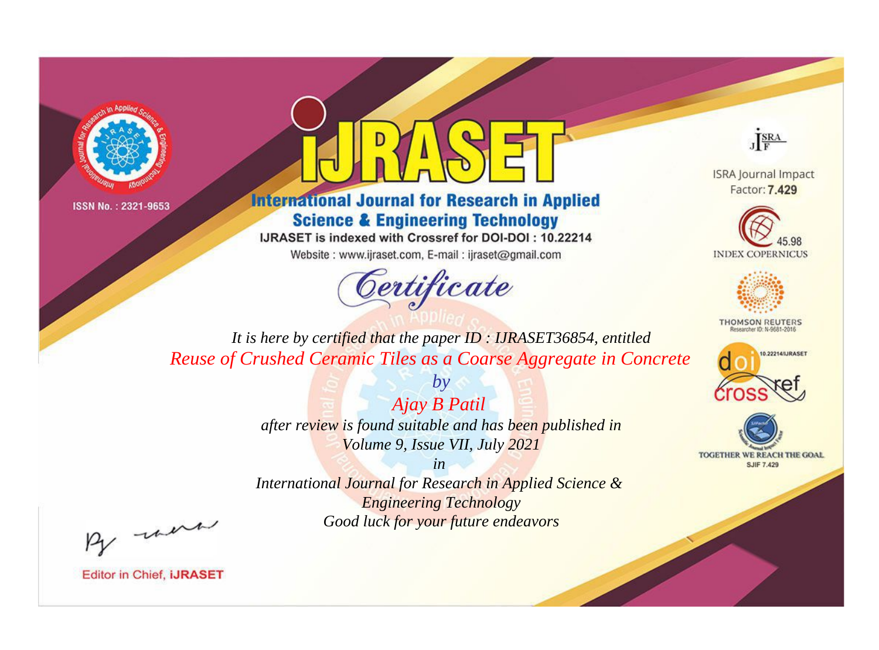ISSN No. : 2321-9653

# iJRASET

## International Journal for Research in Applied Science & Engineering Technology

IJRASET is indexed with Crossref for DOI-DOI : 10.22214

Website : www.ijraset.com, E-mail : ijraset@gmail.com

ISRA Journal Impact Factor: **7.429**

45.98 INDEX COPERNICUS

THOMSON REUTERS Researcher ID: N-9681-2016

10.22214/IJRASET

TOGETHER WE REACH THE GOAL SJIF 7.429

## Certificate

*It is here by certified that the paper ID : IJRASET36854, entitled*

*Reuse of Crushed Ceramic Tiles as a Coarse Aggregate in Concrete*

*by*

*Ajay B Patil*

*after review is found suitable and has been published in*

*Volume 9, Issue VII, July 2021*

*in*

*International Journal for Research in Applied Science & Engineering Technology*

*Good luck for your future endeavors*

Editor in Chief, **iJRASET**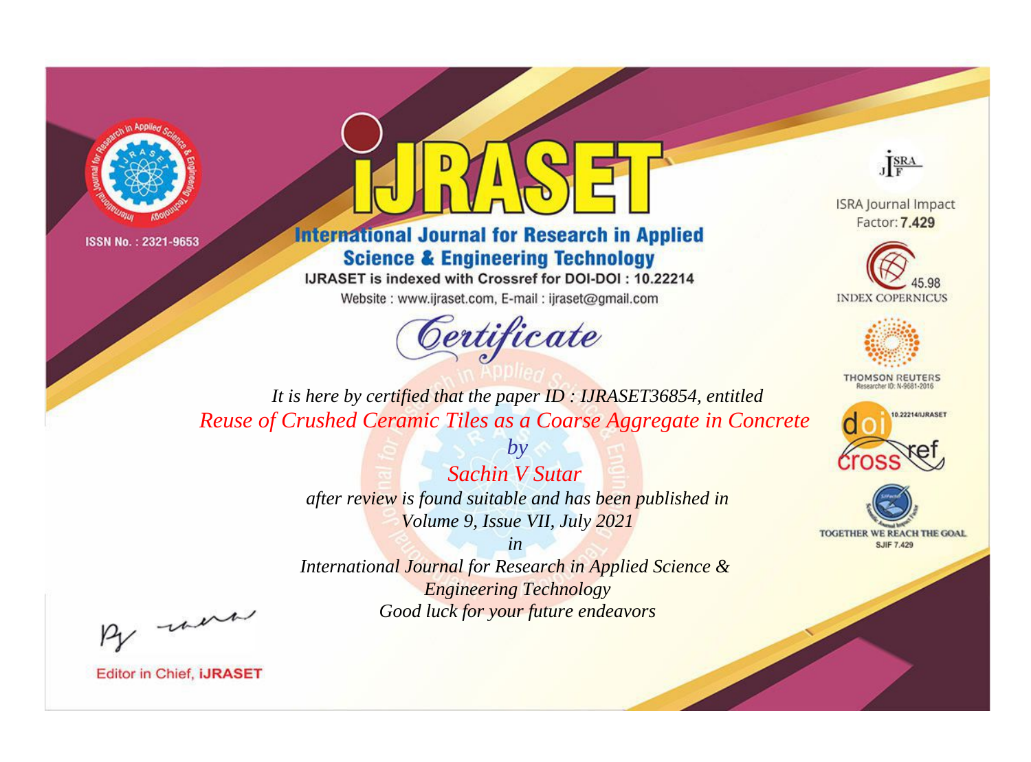ISSN No. : 2321-9653

# International Journal for Research in Applied Science & Engineering Technology

IJRASET is indexed with Crossref for DOI-DOI : 10.22214

Website : www.ijraset.com, E-mail : ijraset@gmail.com

ISRA Journal Impact Factor: **7.429**

45.98 INDEX COPERNICUS

THOMSON REUTERS Researcher ID: N-9681-2016

10.22214/IJRASET

TOGETHER WE REACH THE GOAL SJIF 7.429

## *Certificate*

*It is here by certified that the paper ID : IJRASET36854, entitled*

*Reuse of Crushed Ceramic Tiles as a Coarse Aggregate in Concrete*

*by*

*Sachin V Sutar*

*after review is found suitable and has been published in*

*Volume 9, Issue VII, July 2021*

*in*

*International Journal for Research in Applied Science & Engineering Technology*

*Good luck for your future endeavors*

Editor in Chief, **IJRASET**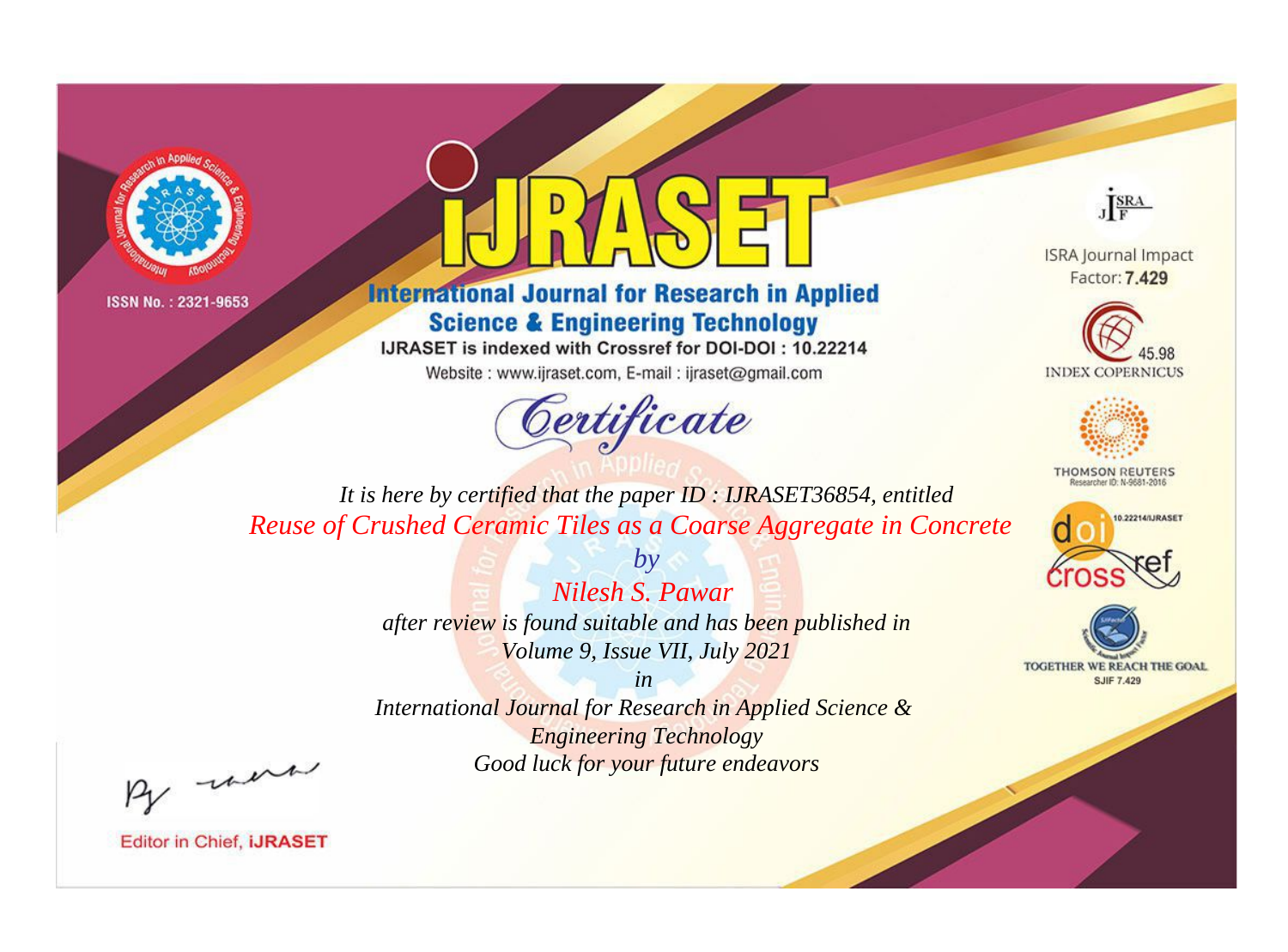ISSN No. : 2321-9653

# iJRASET

## International Journal for Research in Applied Science & Engineering Technology

IJRASET is indexed with Crossref for DOI-DOI : 10.22214

Website : www.ijraset.com, E-mail : ijraset@gmail.com

ISRA Journal Impact Factor: **7.429**

45.98 INDEX COPERNICUS

THOMSON REUTERS Researcher ID: N-9681-2016

10.22214/IJRASET

TOGETHER WE REACH THE GOAL SJIF 7.429

# Certificate

*It is here by certified that the paper ID : IJRASET36854, entitled*

*Reuse of Crushed Ceramic Tiles as a Coarse Aggregate in Concrete*

*by*

*Nilesh S. Pawar*

*after review is found suitable and has been published in*

*Volume 9, Issue VII, July 2021*

*in*

*International Journal for Research in Applied Science & Engineering Technology*

*Good luck for your future endeavors*

Editor in Chief, **iJRASET**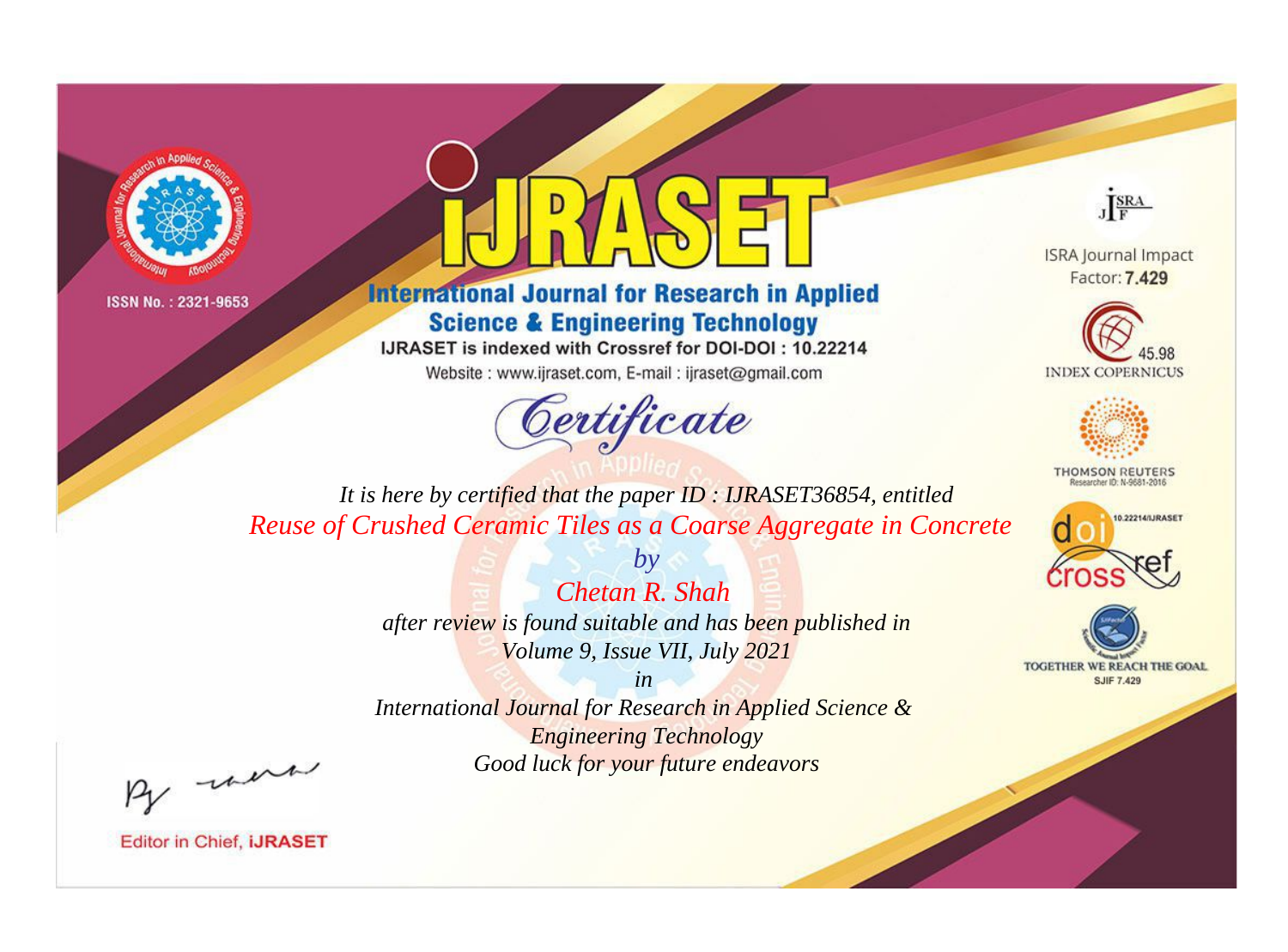ISSN No. : 2321-9653

# IJRASET

## International Journal for Research in Applied Science & Engineering Technology

IJRASET is indexed with Crossref for DOI-DOI : 10.22214

Website : www.ijraset.com, E-mail : ijraset@gmail.com

*Certificate*

*It is here by certified that the paper ID : IJRASET36854, entitled*

*Reuse of Crushed Ceramic Tiles as a Coarse Aggregate in Concrete*

*by*

*Chetan R. Shah*

*after review is found suitable and has been published in*

*Volume 9, Issue VII, July 2021*

*in*

*International Journal for Research in Applied Science & Engineering Technology*

*Good luck for your future endeavors*

ISRA Journal Impact Factor: **7.429**

45.98 INDEX COPERNICUS

THOMSON REUTERS Researcher ID: N-9681-2016

10.22214/IJRASET

TOGETHER WE REACH THE GOAL SJIF 7.429

Editor in Chief, **iJRASET**